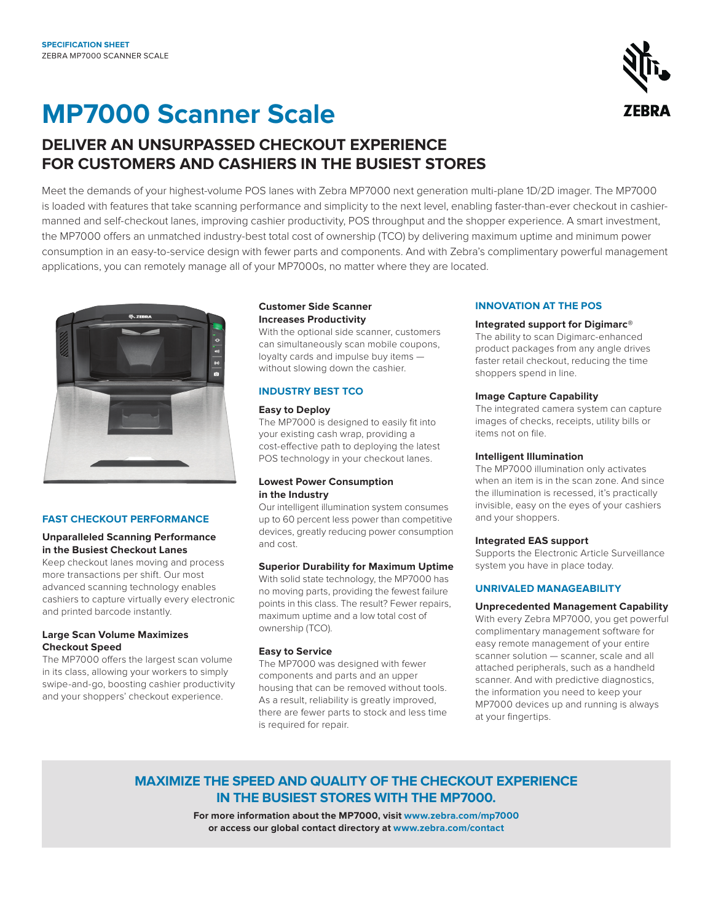**SPECIFICATION SHEET**
ZEBRA MP7000 SCANNER SCALE

# MP7000 Scanner Scale

## DELIVER AN UNSURPASSED CHECKOUT EXPERIENCE FOR CUSTOMERS AND CASHIERS IN THE BUSIEST STORES

Meet the demands of your highest-volume POS lanes with Zebra MP7000 next generation multi-plane 1D/2D imager. The MP7000 is loaded with features that take scanning performance and simplicity to the next level, enabling faster-than-ever checkout in cashier-manned and self-checkout lanes, improving cashier productivity, POS throughput and the shopper experience. A smart investment, the MP7000 offers an unmatched industry-best total cost of ownership (TCO) by delivering maximum uptime and minimum power consumption in an easy-to-service design with fewer parts and components. And with Zebra's complimentary powerful management applications, you can remotely manage all of your MP7000s, no matter where they are located.

### FAST CHECKOUT PERFORMANCE

**Unparalleled Scanning Performance in the Busiest Checkout Lanes**
Keep checkout lanes moving and process more transactions per shift. Our most advanced scanning technology enables cashiers to capture virtually every electronic and printed barcode instantly.

**Large Scan Volume Maximizes Checkout Speed**
The MP7000 offers the largest scan volume in its class, allowing your workers to simply swipe-and-go, boosting cashier productivity and your shoppers' checkout experience.

**Customer Side Scanner Increases Productivity**
With the optional side scanner, customers can simultaneously scan mobile coupons, loyalty cards and impulse buy items — without slowing down the cashier.

### INDUSTRY BEST TCO

**Easy to Deploy**
The MP7000 is designed to easily fit into your existing cash wrap, providing a cost-effective path to deploying the latest POS technology in your checkout lanes.

**Lowest Power Consumption in the Industry**
Our intelligent illumination system consumes up to 60 percent less power than competitive devices, greatly reducing power consumption and cost.

**Superior Durability for Maximum Uptime**
With solid state technology, the MP7000 has no moving parts, providing the fewest failure points in this class. The result? Fewer repairs, maximum uptime and a low total cost of ownership (TCO).

**Easy to Service**
The MP7000 was designed with fewer components and parts and an upper housing that can be removed without tools. As a result, reliability is greatly improved, there are fewer parts to stock and less time is required for repair.

### INNOVATION AT THE POS

**Integrated support for Digimarc®**
The ability to scan Digimarc-enhanced product packages from any angle drives faster retail checkout, reducing the time shoppers spend in line.

**Image Capture Capability**
The integrated camera system can capture images of checks, receipts, utility bills or items not on file.

**Intelligent Illumination**
The MP7000 illumination only activates when an item is in the scan zone. And since the illumination is recessed, it's practically invisible, easy on the eyes of your cashiers and your shoppers.

**Integrated EAS support**
Supports the Electronic Article Surveillance system you have in place today.

### UNRIVALED MANAGEABILITY

**Unprecedented Management Capability**
With every Zebra MP7000, you get powerful complimentary management software for easy remote management of your entire scanner solution — scanner, scale and all attached peripherals, such as a handheld scanner. And with predictive diagnostics, the information you need to keep your MP7000 devices up and running is always at your fingertips.

### MAXIMIZE THE SPEED AND QUALITY OF THE CHECKOUT EXPERIENCE IN THE BUSIEST STORES WITH THE MP7000.

**For more information about the MP7000, visit www.zebra.com/mp7000 or access our global contact directory at www.zebra.com/contact**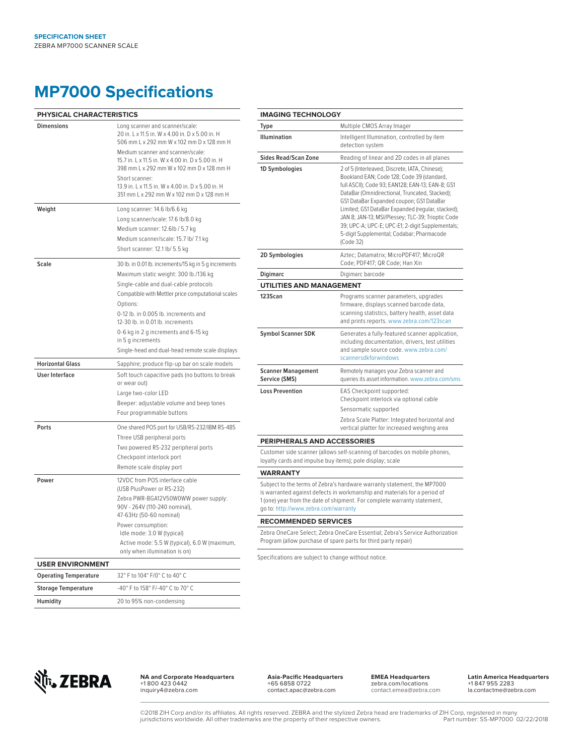# MP7000 Specifications

| PHYSICAL CHARACTERISTICS | |
|---|---|
| **Dimensions** | Long scanner and scanner/scale: 20 in. L x 11.5 in. W x 4.00 in. D x 5.00 in. H 506 mm L x 292 mm W x 102 mm D x 128 mm H<br>Medium scanner and scanner/scale: 15.7 in. L x 11.5 in. W x 4.00 in. D x 5.00 in. H 398 mm L x 292 mm W x 102 mm D x 128 mm H<br>Short scanner: 13.9 in. L x 11.5 in. W x 4.00 in. D x 5.00 in. H 351 mm L x 292 mm W x 102 mm D x 128 mm H |
| **Weight** | Long scanner: 14.6 lb/6.6 kg<br>Long scanner/scale: 17.6 lb/8.0 kg<br>Medium scanner: 12.6lb / 5.7 kg<br>Medium scanner/scale: 15.7 lb/ 7.1 kg<br>Short scanner: 12.1 lb/ 5.5 kg |
| **Scale** | 30 lb. in 0.01 lb. increments/15 kg in 5 g increments<br>Maximum static weight: 300 lb./136 kg<br>Single-cable and dual-cable protocols<br>Compatible with Mettler price computational scales<br>Options:<br>0-12 lb. in 0.005 lb. increments and 12-30 lb. in 0.01 lb. increments<br>0-6 kg in 2 g increments and 6-15 kg in 5 g increments<br>Single-head and dual-head remote scale displays |
| **Horizontal Glass** | Sapphire; produce flip-up bar on scale models |
| **User Interface** | Soft touch capacitive pads (no buttons to break or wear out)<br>Large two-color LED<br>Beeper: adjustable volume and beep tones<br>Four programmable buttons |
| **Ports** | One shared POS port for USB/RS-232/IBM RS-485<br>Three USB peripheral ports<br>Two powered RS-232 peripheral ports<br>Checkpoint interlock port<br>Remote scale display port |
| **Power** | 12VDC from POS interface cable (USB PlusPower or RS-232)<br>Zebra PWR-BGA12V50W0WW power supply: 90V - 264V (110-240 nominal), 47-63Hz (50-60 nominal)<br>Power consumption:<br>Idle mode: 3.0 W (typical)<br>Active mode: 5.5 W (typical), 6.0 W (maximum, only when illumination is on) |

| USER ENVIRONMENT | |
|---|---|
| **Operating Temperature** | 32° F to 104° F/0° C to 40° C |
| **Storage Temperature** | -40° F to 158° F/-40° C to 70° C |
| **Humidity** | 20 to 95% non-condensing |

| IMAGING TECHNOLOGY | |
|---|---|
| **Type** | Multiple CMOS Array Imager |
| **Illumination** | Intelligent Illumination, controlled by item detection system |
| **Sides Read/Scan Zone** | Reading of linear and 2D codes in all planes |
| **1D Symbologies** | 2 of 5 (Interleaved, Discrete, IATA, Chinese); Bookland EAN; Code 128; Code 39 (standard, full ASCII); Code 93; EAN128; EAN-13; EAN-8; GS1 DataBar (Omnidirectional, Truncated, Stacked); GS1 DataBar Expanded coupon; GS1 DataBar Limited; GS1 DataBar Expanded (regular, stacked); JAN 8; JAN-13; MSI/Plessey; TLC-39; Trioptic Code 39; UPC-A; UPC-E; UPC-E1; 2-digit Supplementals; 5-digit Supplemental; Codabar; Pharmacode (Code 32) |
| **2D Symbologies** | Aztec; Datamatrix; MicroPDF417; MicroQR Code; PDF417; QR Code; Han Xin |
| **Digimarc** | Digimarc barcode |

| UTILITIES AND MANAGEMENT | |
|---|---|
| **123Scan** | Programs scanner parameters, upgrades firmware, displays scanned barcode data, scanning statistics, battery health, asset data and prints reports. www.zebra.com/123scan |
| **Symbol Scanner SDK** | Generates a fully-featured scanner application, including documentation, drivers, test utilities and sample source code. www.zebra.com/scannersdkforwindows |
| **Scanner Management Service (SMS)** | Remotely manages your Zebra scanner and queries its asset information. www.zebra.com/sms |
| **Loss Prevention** | EAS Checkpoint supported: Checkpoint interlock via optional cable<br>Sensormatic supported<br>Zebra Scale Platter: Integrated horizontal and vertical platter for increased weighing area |

## PERIPHERALS AND ACCESSORIES

Customer side scanner (allows self-scanning of barcodes on mobile phones, loyalty cards and impulse buy items); pole display; scale

## WARRANTY

Subject to the terms of Zebra's hardware warranty statement, the MP7000 is warranted against defects in workmanship and materials for a period of 1 (one) year from the date of shipment. For complete warranty statement, go to: http://www.zebra.com/warranty

## RECOMMENDED SERVICES

Zebra OneCare Select; Zebra OneCare Essential; Zebra's Service Authorization Program (allow purchase of spare parts for third party repair)

Specifications are subject to change without notice.

**NA and Corporate Headquarters**
+1 800 423 0442
inquiry4@zebra.com

**Asia-Pacific Headquarters**
+65 6858 0722
contact.apac@zebra.com

**EMEA Headquarters**
zebra.com/locations
contact.emea@zebra.com

**Latin America Headquarters**
+1 847 955 2283
la.contactme@zebra.com

©2018 ZIH Corp and/or its affiliates. All rights reserved. ZEBRA and the stylized Zebra head are trademarks of ZIH Corp, registered in many jurisdictions worldwide. All other trademarks are the property of their respective owners. Part number: SS-MP7000 02/22/2018